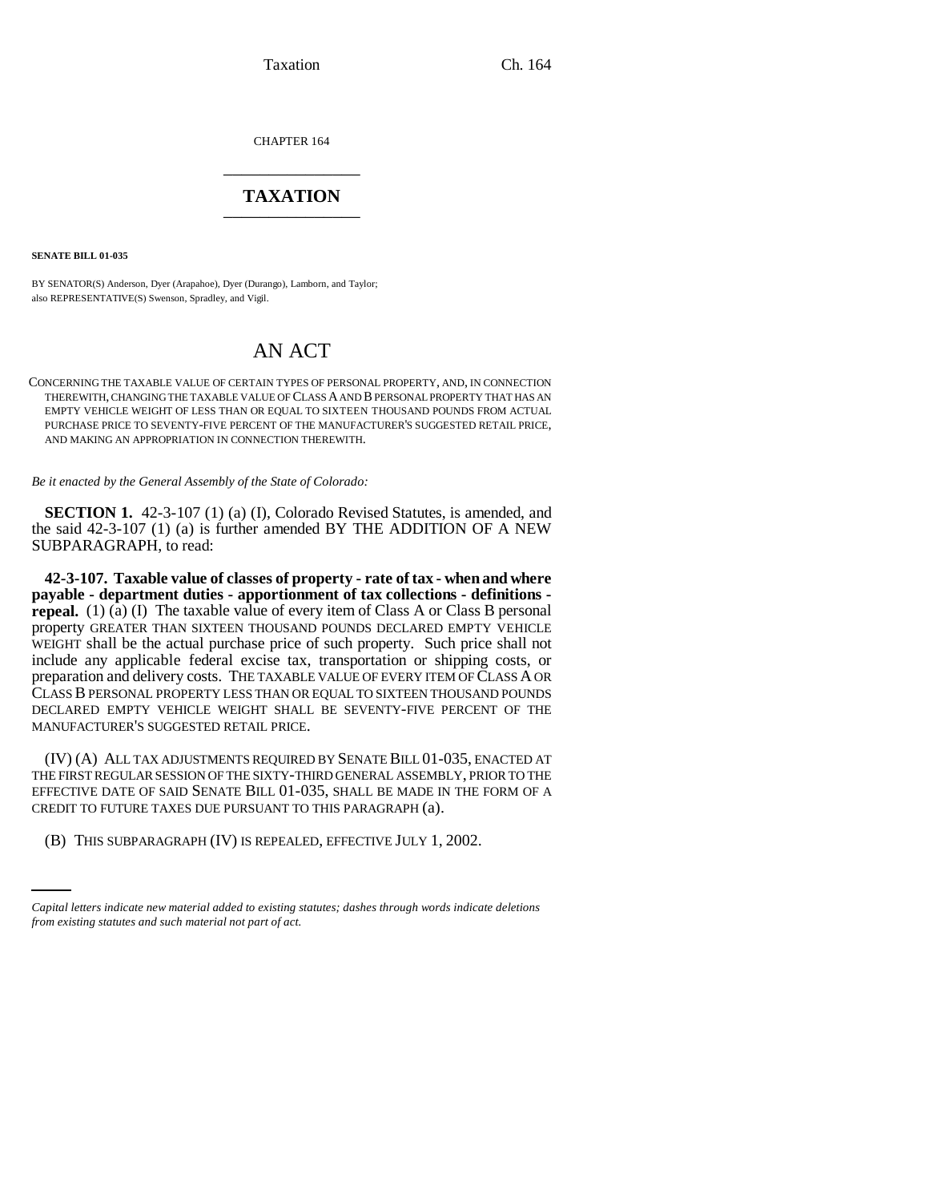CHAPTER 164

# TAXATION

**SENATE BILL 01-035**

BY SENATOR(S) Anderson, Dyer (Arapahoe), Dyer (Durango), Lamborn, and Taylor;
also REPRESENTATIVE(S) Swenson, Spradley, and Vigil.

## AN ACT

CONCERNING THE TAXABLE VALUE OF CERTAIN TYPES OF PERSONAL PROPERTY, AND, IN CONNECTION THEREWITH, CHANGING THE TAXABLE VALUE OF CLASS A AND B PERSONAL PROPERTY THAT HAS AN EMPTY VEHICLE WEIGHT OF LESS THAN OR EQUAL TO SIXTEEN THOUSAND POUNDS FROM ACTUAL PURCHASE PRICE TO SEVENTY-FIVE PERCENT OF THE MANUFACTURER'S SUGGESTED RETAIL PRICE, AND MAKING AN APPROPRIATION IN CONNECTION THEREWITH.

*Be it enacted by the General Assembly of the State of Colorado:*

**SECTION 1.** 42-3-107 (1) (a) (I), Colorado Revised Statutes, is amended, and the said 42-3-107 (1) (a) is further amended BY THE ADDITION OF A NEW SUBPARAGRAPH, to read:

**42-3-107. Taxable value of classes of property - rate of tax - when and where payable - department duties - apportionment of tax collections - definitions - repeal.** (1) (a) (I) The taxable value of every item of Class A or Class B personal property GREATER THAN SIXTEEN THOUSAND POUNDS DECLARED EMPTY VEHICLE WEIGHT shall be the actual purchase price of such property. Such price shall not include any applicable federal excise tax, transportation or shipping costs, or preparation and delivery costs. THE TAXABLE VALUE OF EVERY ITEM OF CLASS A OR CLASS B PERSONAL PROPERTY LESS THAN OR EQUAL TO SIXTEEN THOUSAND POUNDS DECLARED EMPTY VEHICLE WEIGHT SHALL BE SEVENTY-FIVE PERCENT OF THE MANUFACTURER'S SUGGESTED RETAIL PRICE.

(IV) (A) ALL TAX ADJUSTMENTS REQUIRED BY SENATE BILL 01-035, ENACTED AT THE FIRST REGULAR SESSION OF THE SIXTY-THIRD GENERAL ASSEMBLY, PRIOR TO THE EFFECTIVE DATE OF SAID SENATE BILL 01-035, SHALL BE MADE IN THE FORM OF A CREDIT TO FUTURE TAXES DUE PURSUANT TO THIS PARAGRAPH (a).

(B) THIS SUBPARAGRAPH (IV) IS REPEALED, EFFECTIVE JULY 1, 2002.

*Capital letters indicate new material added to existing statutes; dashes through words indicate deletions from existing statutes and such material not part of act.*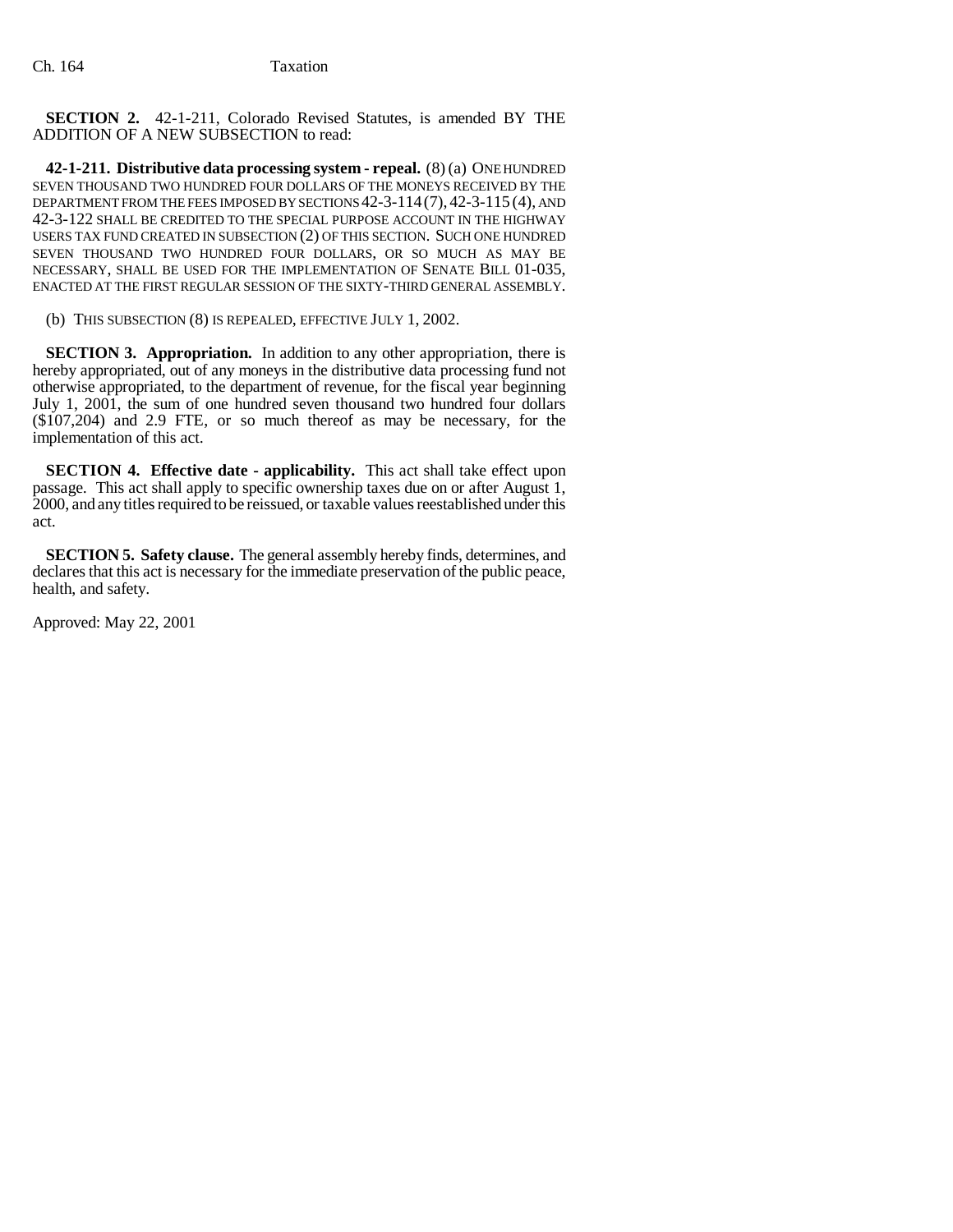**SECTION 2.** 42-1-211, Colorado Revised Statutes, is amended BY THE ADDITION OF A NEW SUBSECTION to read:

**42-1-211. Distributive data processing system - repeal.** (8) (a) ONE HUNDRED SEVEN THOUSAND TWO HUNDRED FOUR DOLLARS OF THE MONEYS RECEIVED BY THE DEPARTMENT FROM THE FEES IMPOSED BY SECTIONS 42-3-114 (7), 42-3-115 (4), AND 42-3-122 SHALL BE CREDITED TO THE SPECIAL PURPOSE ACCOUNT IN THE HIGHWAY USERS TAX FUND CREATED IN SUBSECTION (2) OF THIS SECTION. SUCH ONE HUNDRED SEVEN THOUSAND TWO HUNDRED FOUR DOLLARS, OR SO MUCH AS MAY BE NECESSARY, SHALL BE USED FOR THE IMPLEMENTATION OF SENATE BILL 01-035, ENACTED AT THE FIRST REGULAR SESSION OF THE SIXTY-THIRD GENERAL ASSEMBLY.

(b) THIS SUBSECTION (8) IS REPEALED, EFFECTIVE JULY 1, 2002.

**SECTION 3. Appropriation.** In addition to any other appropriation, there is hereby appropriated, out of any moneys in the distributive data processing fund not otherwise appropriated, to the department of revenue, for the fiscal year beginning July 1, 2001, the sum of one hundred seven thousand two hundred four dollars ($107,204) and 2.9 FTE, or so much thereof as may be necessary, for the implementation of this act.

**SECTION 4. Effective date - applicability.** This act shall take effect upon passage. This act shall apply to specific ownership taxes due on or after August 1, 2000, and any titles required to be reissued, or taxable values reestablished under this act.

**SECTION 5. Safety clause.** The general assembly hereby finds, determines, and declares that this act is necessary for the immediate preservation of the public peace, health, and safety.

Approved: May 22, 2001